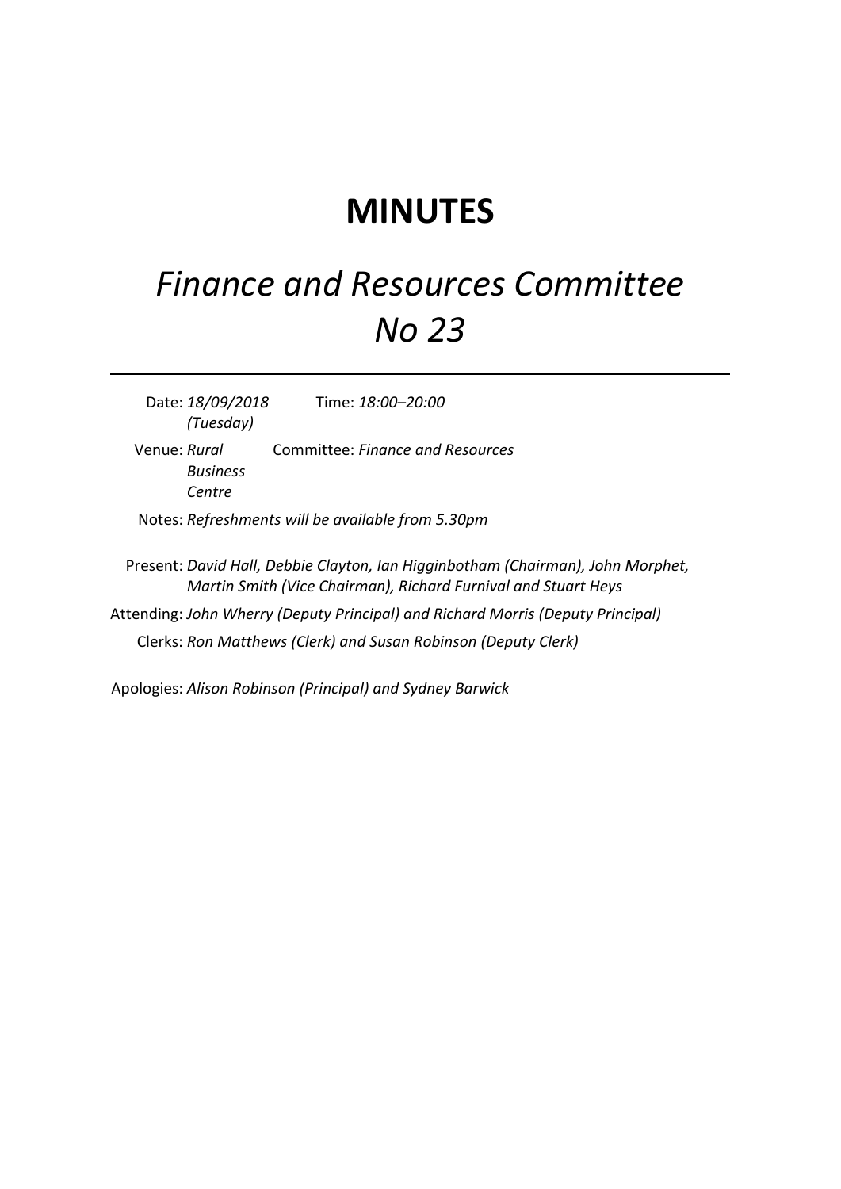# MINUTES

## *Finance and Resources Committee No 23*

---

Date: *18/09/2018 (Tuesday)*   Time: *18:00–20:00*

Venue: *Rural Business Centre*   Committee: *Finance and Resources*

Notes: *Refreshments will be available from 5.30pm*

Present: *David Hall, Debbie Clayton, Ian Higginbotham (Chairman), John Morphet, Martin Smith (Vice Chairman), Richard Furnival and Stuart Heys*

Attending: *John Wherry (Deputy Principal) and Richard Morris (Deputy Principal)*

Clerks: *Ron Matthews (Clerk) and Susan Robinson (Deputy Clerk)*

Apologies: *Alison Robinson (Principal) and Sydney Barwick*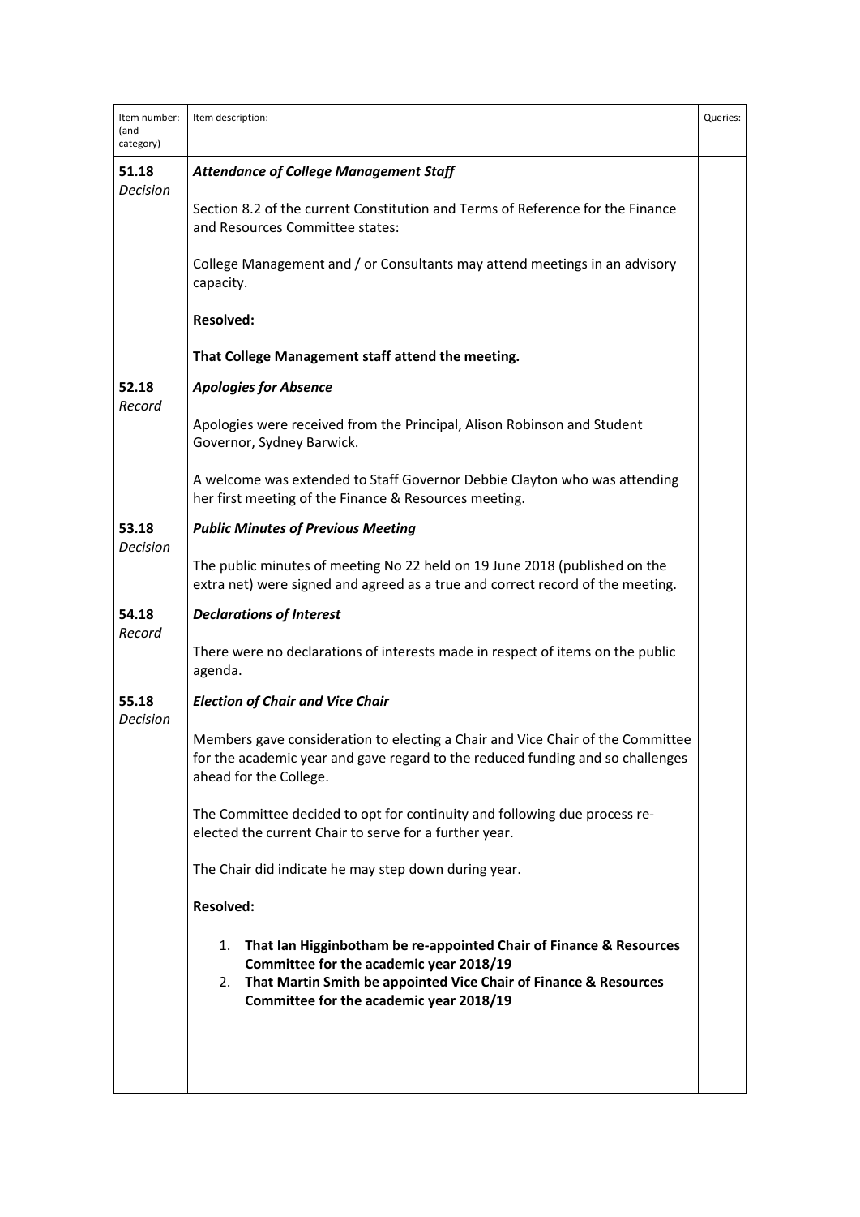| Item number: (and category) | Item description: | Queries: |
|---|---|---|
| **51.18** *Decision* | ***Attendance of College Management Staff*** <br><br> Section 8.2 of the current Constitution and Terms of Reference for the Finance and Resources Committee states: <br><br> College Management and / or Consultants may attend meetings in an advisory capacity. <br><br> **Resolved:** <br><br> **That College Management staff attend the meeting.** | |
| **52.18** *Record* | ***Apologies for Absence*** <br><br> Apologies were received from the Principal, Alison Robinson and Student Governor, Sydney Barwick. <br><br> A welcome was extended to Staff Governor Debbie Clayton who was attending her first meeting of the Finance & Resources meeting. | |
| **53.18** *Decision* | ***Public Minutes of Previous Meeting*** <br><br> The public minutes of meeting No 22 held on 19 June 2018 (published on the extra net) were signed and agreed as a true and correct record of the meeting. | |
| **54.18** *Record* | ***Declarations of Interest*** <br><br> There were no declarations of interests made in respect of items on the public agenda. | |
| **55.18** *Decision* | ***Election of Chair and Vice Chair*** <br><br> Members gave consideration to electing a Chair and Vice Chair of the Committee for the academic year and gave regard to the reduced funding and so challenges ahead for the College. <br><br> The Committee decided to opt for continuity and following due process re-elected the current Chair to serve for a further year. <br><br> The Chair did indicate he may step down during year. <br><br> **Resolved:** <br><br> 1. **That Ian Higginbotham be re-appointed Chair of Finance & Resources Committee for the academic year 2018/19** <br> 2. **That Martin Smith be appointed Vice Chair of Finance & Resources Committee for the academic year 2018/19** | |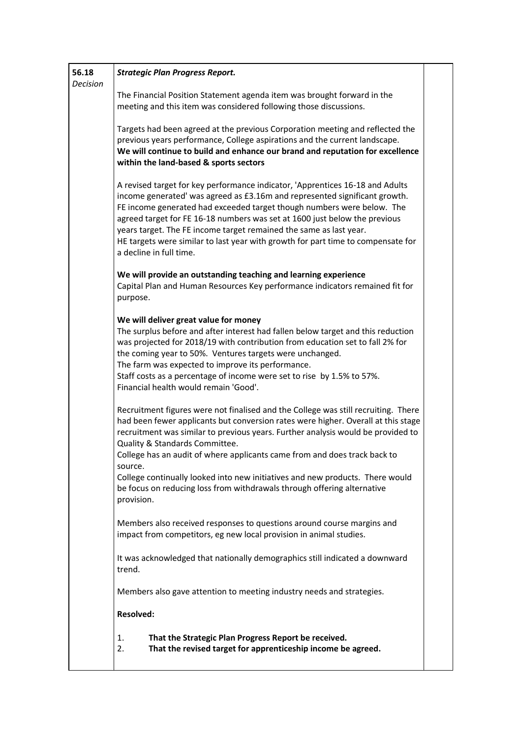| | | |
|---|---|---|
| **56.18**<br>*Decision* | ***Strategic Plan Progress Report.***<br><br>The Financial Position Statement agenda item was brought forward in the meeting and this item was considered following those discussions.<br><br>Targets had been agreed at the previous Corporation meeting and reflected the previous years performance, College aspirations and the current landscape.<br>**We will continue to build and enhance our brand and reputation for excellence within the land-based & sports sectors**<br><br>A revised target for key performance indicator, 'Apprentices 16-18 and Adults income generated' was agreed as £3.16m and represented significant growth. FE income generated had exceeded target though numbers were below. The agreed target for FE 16-18 numbers was set at 1600 just below the previous years target. The FE income target remained the same as last year.<br>HE targets were similar to last year with growth for part time to compensate for a decline in full time.<br><br>**We will provide an outstanding teaching and learning experience**<br>Capital Plan and Human Resources Key performance indicators remained fit for purpose.<br><br>**We will deliver great value for money**<br>The surplus before and after interest had fallen below target and this reduction was projected for 2018/19 with contribution from education set to fall 2% for the coming year to 50%. Ventures targets were unchanged.<br>The farm was expected to improve its performance.<br>Staff costs as a percentage of income were set to rise by 1.5% to 57%.<br>Financial health would remain 'Good'.<br><br>Recruitment figures were not finalised and the College was still recruiting. There had been fewer applicants but conversion rates were higher. Overall at this stage recruitment was similar to previous years. Further analysis would be provided to Quality & Standards Committee.<br>College has an audit of where applicants came from and does track back to source.<br>College continually looked into new initiatives and new products. There would be focus on reducing loss from withdrawals through offering alternative provision.<br><br>Members also received responses to questions around course margins and impact from competitors, eg new local provision in animal studies.<br><br>It was acknowledged that nationally demographics still indicated a downward trend.<br><br>Members also gave attention to meeting industry needs and strategies.<br><br>**Resolved:**<br><br>1. **That the Strategic Plan Progress Report be received.**<br>2. **That the revised target for apprenticeship income be agreed.** | |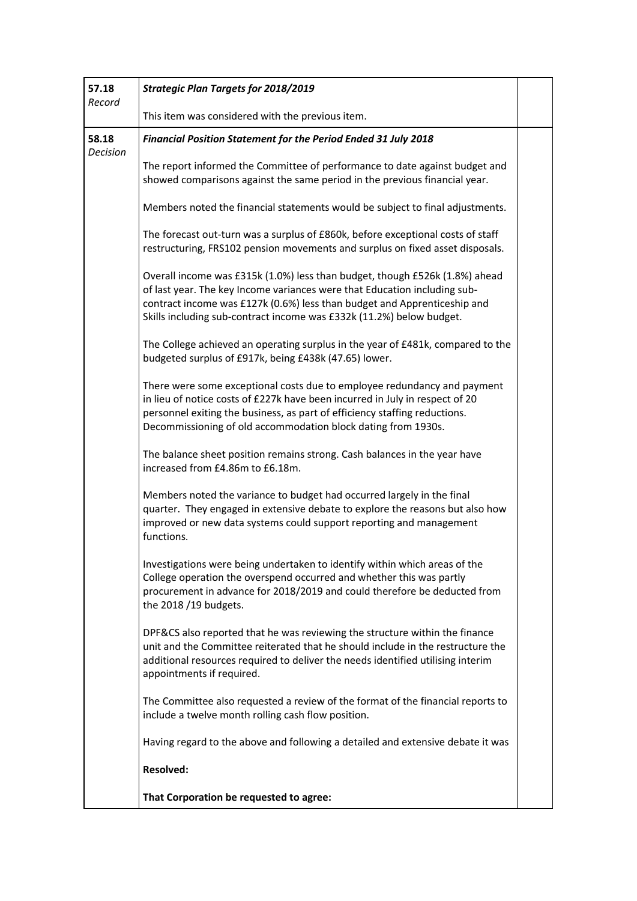| | | |
|---|---|---|
| **57.18** *Record* | ***Strategic Plan Targets for 2018/2019***<br><br>This item was considered with the previous item. | |
| **58.18** *Decision* | ***Financial Position Statement for the Period Ended 31 July 2018***<br><br>The report informed the Committee of performance to date against budget and showed comparisons against the same period in the previous financial year.<br><br>Members noted the financial statements would be subject to final adjustments.<br><br>The forecast out-turn was a surplus of £860k, before exceptional costs of staff restructuring, FRS102 pension movements and surplus on fixed asset disposals.<br><br>Overall income was £315k (1.0%) less than budget, though £526k (1.8%) ahead of last year. The key Income variances were that Education including sub-contract income was £127k (0.6%) less than budget and Apprenticeship and Skills including sub-contract income was £332k (11.2%) below budget.<br><br>The College achieved an operating surplus in the year of £481k, compared to the budgeted surplus of £917k, being £438k (47.65) lower.<br><br>There were some exceptional costs due to employee redundancy and payment in lieu of notice costs of £227k have been incurred in July in respect of 20 personnel exiting the business, as part of efficiency staffing reductions. Decommissioning of old accommodation block dating from 1930s.<br><br>The balance sheet position remains strong. Cash balances in the year have increased from £4.86m to £6.18m.<br><br>Members noted the variance to budget had occurred largely in the final quarter. They engaged in extensive debate to explore the reasons but also how improved or new data systems could support reporting and management functions.<br><br>Investigations were being undertaken to identify within which areas of the College operation the overspend occurred and whether this was partly procurement in advance for 2018/2019 and could therefore be deducted from the 2018 /19 budgets.<br><br>DPF&CS also reported that he was reviewing the structure within the finance unit and the Committee reiterated that he should include in the restructure the additional resources required to deliver the needs identified utilising interim appointments if required.<br><br>The Committee also requested a review of the format of the financial reports to include a twelve month rolling cash flow position.<br><br>Having regard to the above and following a detailed and extensive debate it was<br><br>**Resolved:**<br><br>**That Corporation be requested to agree:** | |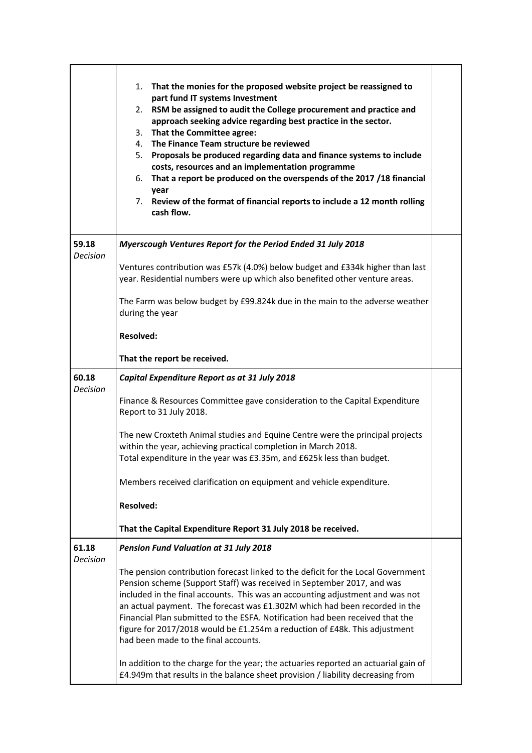| | | |
|---|---|---|
| | 1. **That the monies for the proposed website project be reassigned to part fund IT systems Investment**<br>2. **RSM be assigned to audit the College procurement and practice and approach seeking advice regarding best practice in the sector.**<br>3. **That the Committee agree:**<br>4. **The Finance Team structure be reviewed**<br>5. **Proposals be produced regarding data and finance systems to include costs, resources and an implementation programme**<br>6. **That a report be produced on the overspends of the 2017 /18 financial year**<br>7. **Review of the format of financial reports to include a 12 month rolling cash flow.** | |
| 59.18<br>*Decision* | ***Myerscough Ventures Report for the Period Ended 31 July 2018***<br><br>Ventures contribution was £57k (4.0%) below budget and £334k higher than last year. Residential numbers were up which also benefited other venture areas.<br><br>The Farm was below budget by £99.824k due in the main to the adverse weather during the year<br><br>**Resolved:**<br><br>**That the report be received.** | |
| 60.18<br>*Decision* | ***Capital Expenditure Report as at 31 July 2018***<br><br>Finance & Resources Committee gave consideration to the Capital Expenditure Report to 31 July 2018.<br><br>The new Croxteth Animal studies and Equine Centre were the principal projects within the year, achieving practical completion in March 2018.<br>Total expenditure in the year was £3.35m, and £625k less than budget.<br><br>Members received clarification on equipment and vehicle expenditure.<br><br>**Resolved:**<br><br>**That the Capital Expenditure Report 31 July 2018 be received.** | |
| 61.18<br>*Decision* | ***Pension Fund Valuation at 31 July 2018***<br><br>The pension contribution forecast linked to the deficit for the Local Government Pension scheme (Support Staff) was received in September 2017, and was included in the final accounts. This was an accounting adjustment and was not an actual payment. The forecast was £1.302M which had been recorded in the Financial Plan submitted to the ESFA. Notification had been received that the figure for 2017/2018 would be £1.254m a reduction of £48k. This adjustment had been made to the final accounts.<br><br>In addition to the charge for the year; the actuaries reported an actuarial gain of £4.949m that results in the balance sheet provision / liability decreasing from | |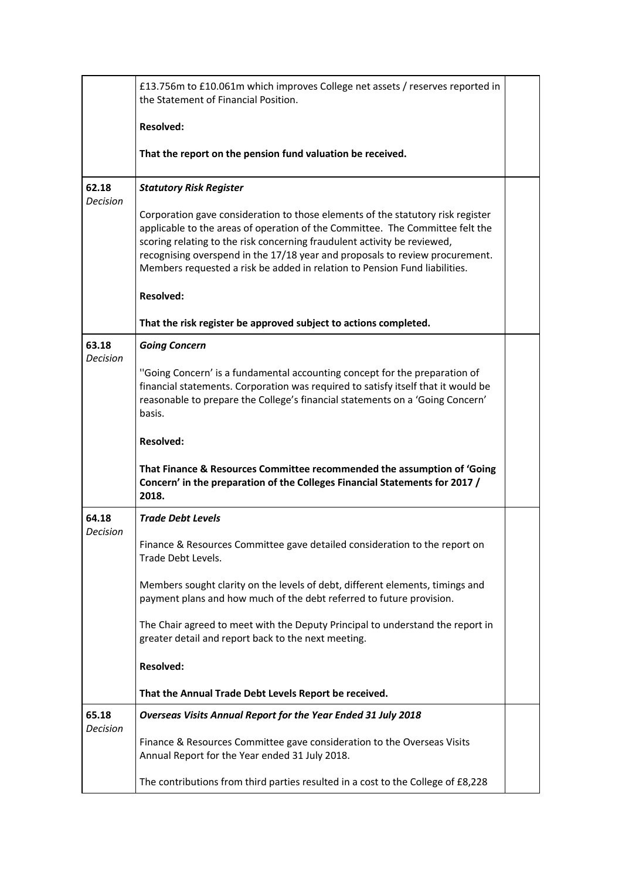| | | |
|---|---|---|
| | £13.756m to £10.061m which improves College net assets / reserves reported in the Statement of Financial Position.<br><br>**Resolved:**<br><br>**That the report on the pension fund valuation be received.** | |
| 62.18<br>*Decision* | ***Statutory Risk Register***<br><br>Corporation gave consideration to those elements of the statutory risk register applicable to the areas of operation of the Committee. The Committee felt the scoring relating to the risk concerning fraudulent activity be reviewed, recognising overspend in the 17/18 year and proposals to review procurement. Members requested a risk be added in relation to Pension Fund liabilities.<br><br>**Resolved:**<br><br>**That the risk register be approved subject to actions completed.** | |
| 63.18<br>*Decision* | ***Going Concern***<br><br>''Going Concern' is a fundamental accounting concept for the preparation of financial statements. Corporation was required to satisfy itself that it would be reasonable to prepare the College's financial statements on a 'Going Concern' basis.<br><br>**Resolved:**<br><br>**That Finance & Resources Committee recommended the assumption of 'Going Concern' in the preparation of the Colleges Financial Statements for 2017 / 2018.** | |
| 64.18<br>*Decision* | ***Trade Debt Levels***<br><br>Finance & Resources Committee gave detailed consideration to the report on Trade Debt Levels.<br><br>Members sought clarity on the levels of debt, different elements, timings and payment plans and how much of the debt referred to future provision.<br><br>The Chair agreed to meet with the Deputy Principal to understand the report in greater detail and report back to the next meeting.<br><br>**Resolved:**<br><br>**That the Annual Trade Debt Levels Report be received.** | |
| 65.18<br>*Decision* | ***Overseas Visits Annual Report for the Year Ended 31 July 2018***<br><br>Finance & Resources Committee gave consideration to the Overseas Visits Annual Report for the Year ended 31 July 2018.<br><br>The contributions from third parties resulted in a cost to the College of £8,228 | |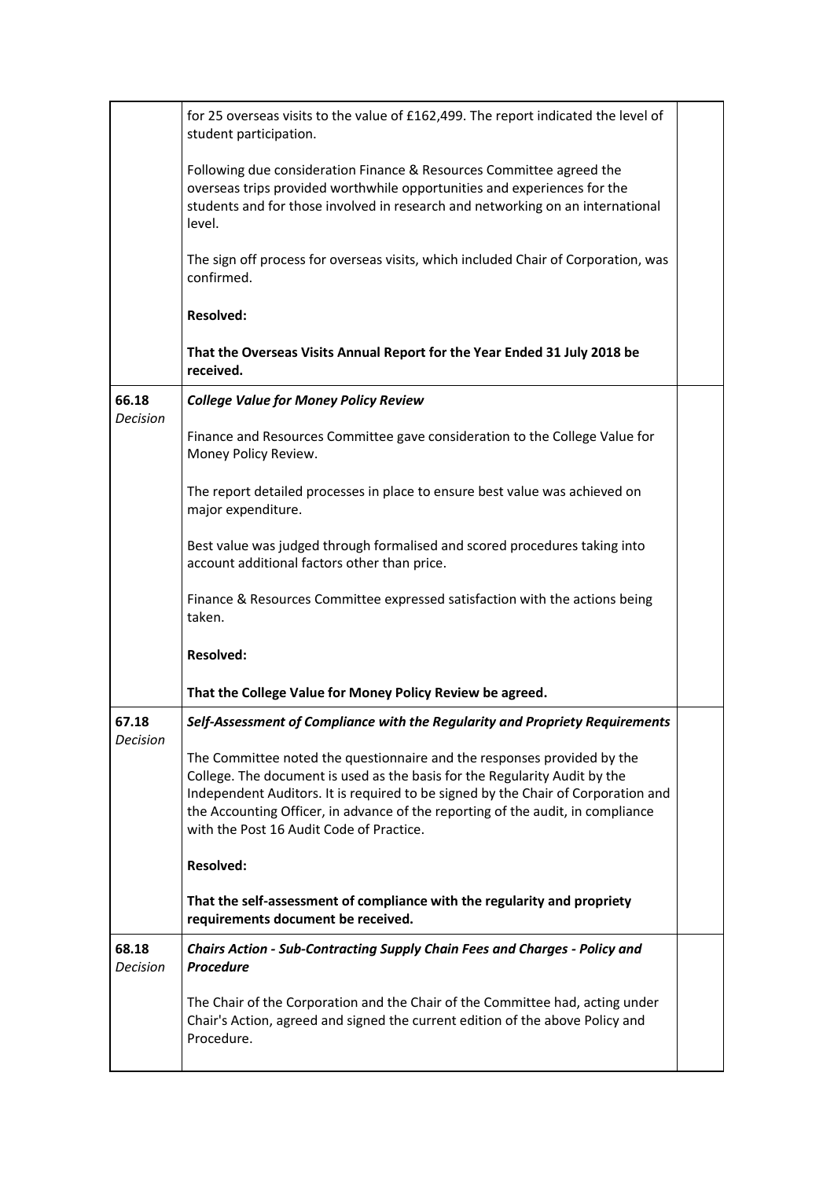| | | |
|---|---|---|
| | for 25 overseas visits to the value of £162,499. The report indicated the level of student participation.<br><br>Following due consideration Finance & Resources Committee agreed the overseas trips provided worthwhile opportunities and experiences for the students and for those involved in research and networking on an international level.<br><br>The sign off process for overseas visits, which included Chair of Corporation, was confirmed.<br><br>**Resolved:**<br><br>**That the Overseas Visits Annual Report for the Year Ended 31 July 2018 be received.** | |
| 66.18<br>*Decision* | ***College Value for Money Policy Review***<br><br>Finance and Resources Committee gave consideration to the College Value for Money Policy Review.<br><br>The report detailed processes in place to ensure best value was achieved on major expenditure.<br><br>Best value was judged through formalised and scored procedures taking into account additional factors other than price.<br><br>Finance & Resources Committee expressed satisfaction with the actions being taken.<br><br>**Resolved:**<br><br>**That the College Value for Money Policy Review be agreed.** | |
| 67.18<br>*Decision* | ***Self-Assessment of Compliance with the Regularity and Propriety Requirements***<br><br>The Committee noted the questionnaire and the responses provided by the College. The document is used as the basis for the Regularity Audit by the Independent Auditors. It is required to be signed by the Chair of Corporation and the Accounting Officer, in advance of the reporting of the audit, in compliance with the Post 16 Audit Code of Practice.<br><br>**Resolved:**<br><br>**That the self-assessment of compliance with the regularity and propriety requirements document be received.** | |
| 68.18<br>*Decision* | ***Chairs Action - Sub-Contracting Supply Chain Fees and Charges - Policy and Procedure***<br><br>The Chair of the Corporation and the Chair of the Committee had, acting under Chair's Action, agreed and signed the current edition of the above Policy and Procedure. | |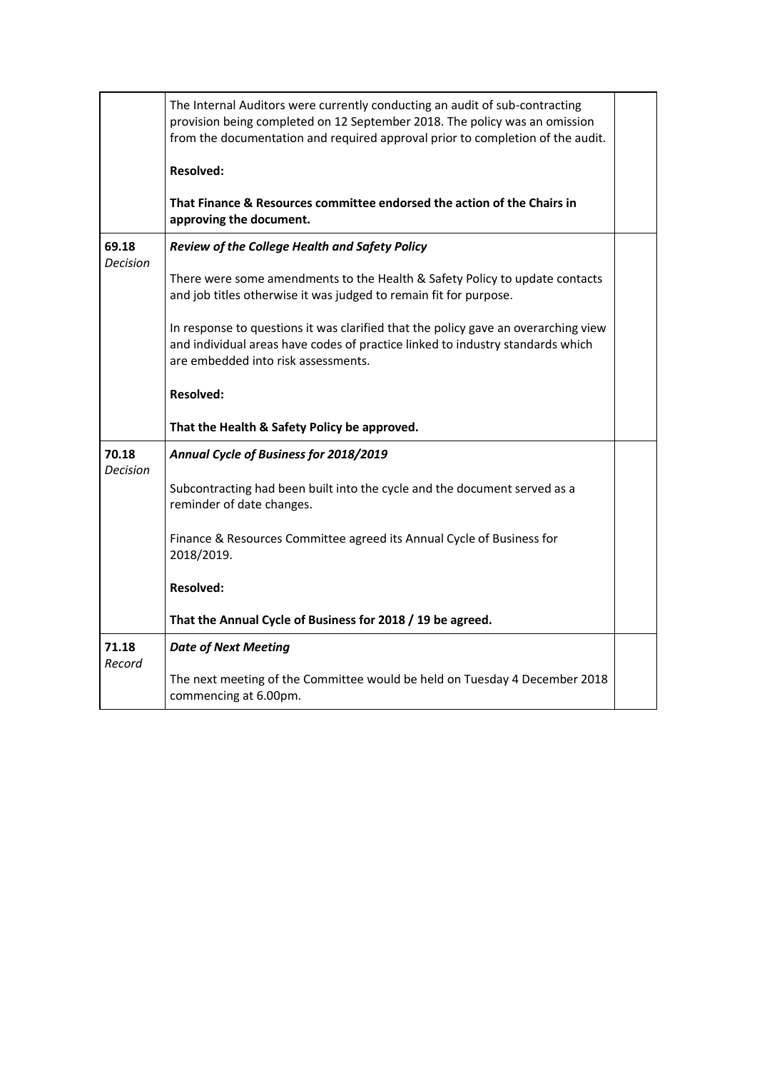| | | |
|---|---|---|
| | The Internal Auditors were currently conducting an audit of sub-contracting provision being completed on 12 September 2018. The policy was an omission from the documentation and required approval prior to completion of the audit.<br><br>**Resolved:**<br><br>**That Finance & Resources committee endorsed the action of the Chairs in approving the document.** | |
| **69.18**<br>*Decision* | ***Review of the College Health and Safety Policy***<br><br>There were some amendments to the Health & Safety Policy to update contacts and job titles otherwise it was judged to remain fit for purpose.<br><br>In response to questions it was clarified that the policy gave an overarching view and individual areas have codes of practice linked to industry standards which are embedded into risk assessments.<br><br>**Resolved:**<br><br>**That the Health & Safety Policy be approved.** | |
| **70.18**<br>*Decision* | ***Annual Cycle of Business for 2018/2019***<br><br>Subcontracting had been built into the cycle and the document served as a reminder of date changes.<br><br>Finance & Resources Committee agreed its Annual Cycle of Business for 2018/2019.<br><br>**Resolved:**<br><br>**That the Annual Cycle of Business for 2018 / 19 be agreed.** | |
| **71.18**<br>*Record* | ***Date of Next Meeting***<br><br>The next meeting of the Committee would be held on Tuesday 4 December 2018 commencing at 6.00pm. | |